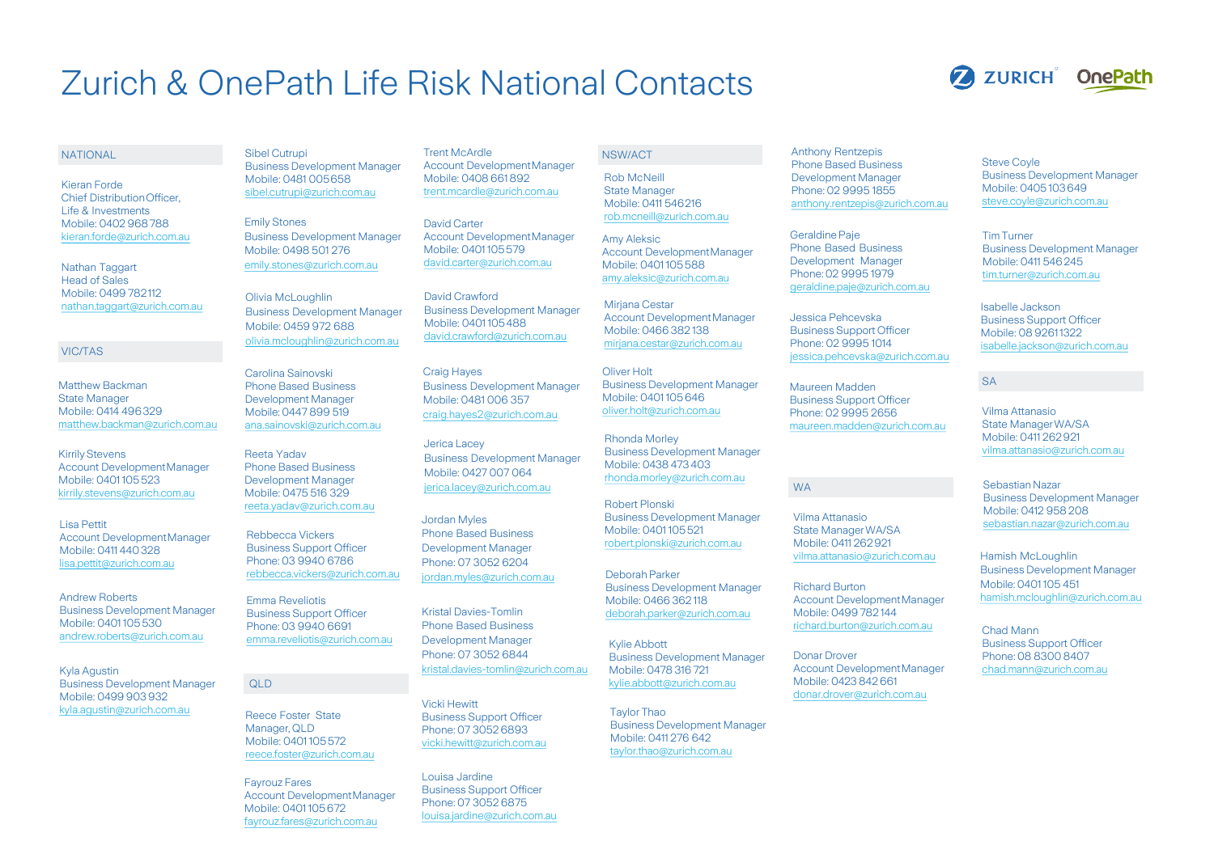# Zurich & OnePath Life Risk National Contacts

## NATIONAL

Kieran Forde
Chief Distribution Officer, Life & Investments
Mobile: 0402 968 788
kieran.forde@zurich.com.au

Nathan Taggart
Head of Sales
Mobile: 0499 782 112
nathan.taggart@zurich.com.au

## VIC/TAS

Matthew Backman
State Manager
Mobile: 0414 496 329
matthew.backman@zurich.com.au

Kirrily Stevens
Account Development Manager
Mobile: 0401 105 523
kirrily.stevens@zurich.com.au

Lisa Pettit
Account Development Manager
Mobile: 0411 440 328
lisa.pettit@zurich.com.au

Andrew Roberts
Business Development Manager
Mobile: 0401 105 530
andrew.roberts@zurich.com.au

Kyla Agustin
Business Development Manager
Mobile: 0499 903 932
kyla.agustin@zurich.com.au

Sibel Cutrupi
Business Development Manager
Mobile: 0481 005 658
sibel.cutrupi@zurich.com.au

Emily Stones
Business Development Manager
Mobile: 0498 501 276
emily.stones@zurich.com.au

Olivia McLoughlin
Business Development Manager
Mobile: 0459 972 688
olivia.mcloughlin@zurich.com.au

Carolina Sainovski
Phone Based Business Development Manager
Mobile: 0447 899 519
ana.sainovski@zurich.com.au

Reeta Yadav
Phone Based Business Development Manager
Mobile: 0475 516 329
reeta.yadav@zurich.com.au

Rebbecca Vickers
Business Support Officer
Phone: 03 9940 6786
rebbecca.vickers@zurich.com.au

Emma Reveliotis
Business Support Officer
Phone: 03 9940 6691
emma.reveliotis@zurich.com.au

## QLD

Reece Foster State Manager, QLD
Mobile: 0401 105 572
reece.foster@zurich.com.au

Fayrouz Fares
Account Development Manager
Mobile: 0401 105 672
fayrouz.fares@zurich.com.au

Trent McArdle
Account Development Manager
Mobile: 0408 661 892
trent.mcardle@zurich.com.au

David Carter
Account Development Manager
Mobile: 0401 105 579
david.carter@zurich.com.au

David Crawford
Business Development Manager
Mobile: 0401 105 488
david.crawford@zurich.com.au

Craig Hayes
Business Development Manager
Mobile: 0481 006 357
craig.hayes2@zurich.com.au

Jerica Lacey
Business Development Manager
Mobile: 0427 007 064
jerica.lacey@zurich.com.au

Jordan Myles
Phone Based Business Development Manager
Phone: 07 3052 6204
jordan.myles@zurich.com.au

Kristal Davies-Tomlin
Phone Based Business Development Manager
Phone: 07 3052 6844
kristal.davies-tomlin@zurich.com.au

Vicki Hewitt
Business Support Officer
Phone: 07 3052 6893
vicki.hewitt@zurich.com.au

Louisa Jardine
Business Support Officer
Phone: 07 3052 6875
louisa.jardine@zurich.com.au

## NSW/ACT

Rob McNeill
State Manager
Mobile: 0411 546 216
rob.mcneill@zurich.com.au

Amy Aleksic
Account Development Manager
Mobile: 0401 105 588
amy.aleksic@zurich.com.au

Mirjana Cestar
Account Development Manager
Mobile: 0466 382 138
mirjana.cestar@zurich.com.au

Oliver Holt
Business Development Manager
Mobile: 0401 105 646
oliver.holt@zurich.com.au

Rhonda Morley
Business Development Manager
Mobile: 0438 473 403
rhonda.morley@zurich.com.au

Robert Plonski
Business Development Manager
Mobile: 0401 105 521
robert.plonski@zurich.com.au

Deborah Parker
Business Development Manager
Mobile: 0466 362 118
deborah.parker@zurich.com.au

Kylie Abbott
Business Development Manager
Mobile: 0478 316 721
kylie.abbott@zurich.com.au

Taylor Thao
Business Development Manager
Mobile: 0411 276 642
taylor.thao@zurich.com.au

Anthony Rentzepis
Phone Based Business Development Manager
Phone: 02 9995 1855
anthony.rentzepis@zurich.com.au

Geraldine Paje
Phone Based Business Development Manager
Phone: 02 9995 1979
geraldine.paje@zurich.com.au

Jessica Pehcevska
Business Support Officer
Phone: 02 9995 1014
jessica.pehcevska@zurich.com.au

Maureen Madden
Business Support Officer
Phone: 02 9995 2656
maureen.madden@zurich.com.au

## WA

Vilma Attanasio
State Manager WA/SA
Mobile: 0411 262 921
vilma.attanasio@zurich.com.au

Richard Burton
Account Development Manager
Mobile: 0499 782 144
richard.burton@zurich.com.au

Donar Drover
Account Development Manager
Mobile: 0423 842 661
donar.drover@zurich.com.au

Steve Coyle
Business Development Manager
Mobile: 0405 103 649
steve.coyle@zurich.com.au

Tim Turner
Business Development Manager
Mobile: 0411 546 245
tim.turner@zurich.com.au

Isabelle Jackson
Business Support Officer
Mobile: 08 9261 1322
isabelle.jackson@zurich.com.au

## SA

Vilma Attanasio
State Manager WA/SA
Mobile: 0411 262 921
vilma.attanasio@zurich.com.au

Sebastian Nazar
Business Development Manager
Mobile: 0412 958 208
sebastian.nazar@zurich.com.au

Hamish McLoughlin
Business Development Manager
Mobile: 0401 105 451
hamish.mcloughlin@zurich.com.au

Chad Mann
Business Support Officer
Phone: 08 8300 8407
chad.mann@zurich.com.au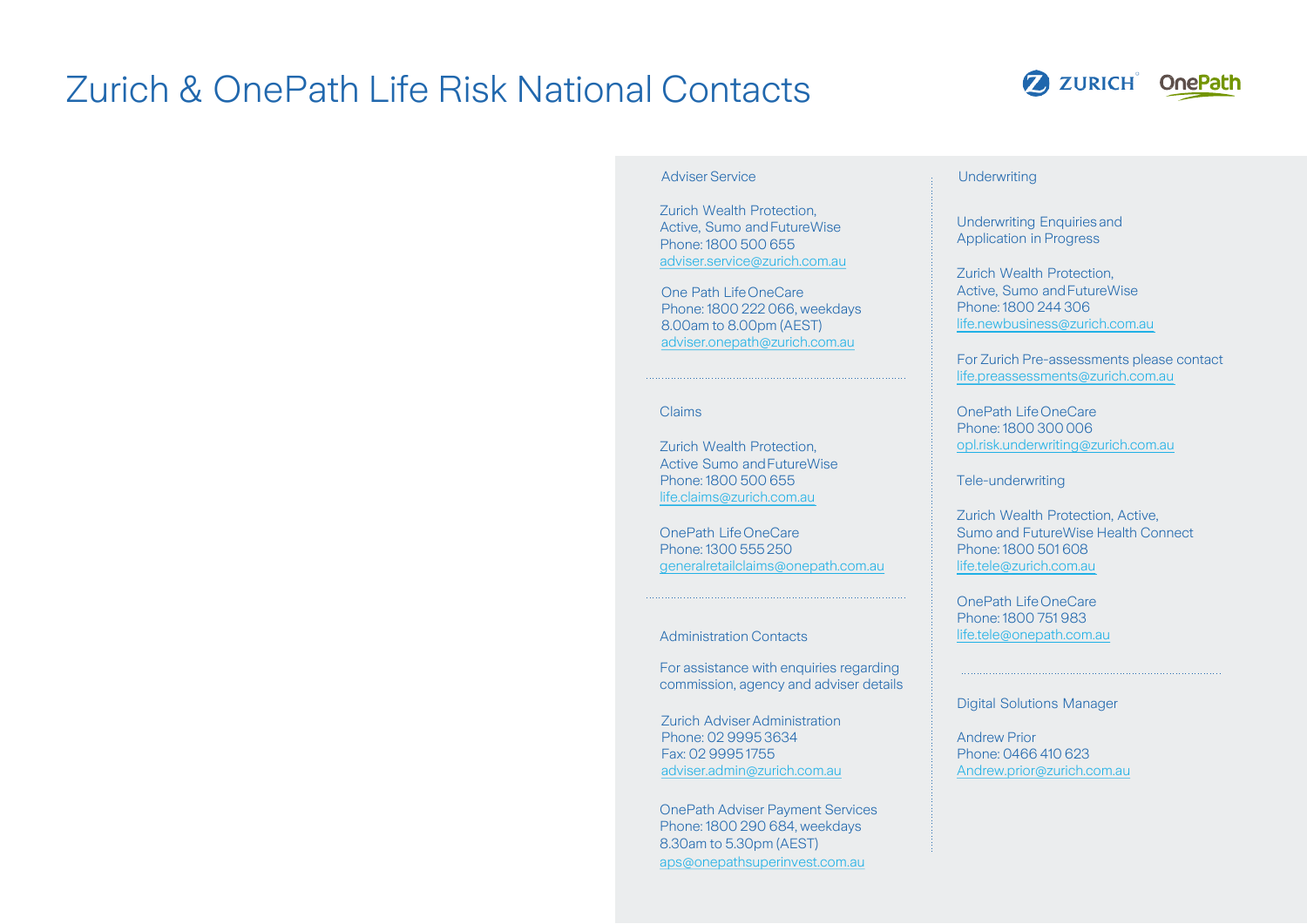# Zurich & OnePath Life Risk National Contacts

## Adviser Service

Zurich Wealth Protection,
Active, Sumo and FutureWise
Phone: 1800 500 655
adviser.service@zurich.com.au

One Path Life OneCare
Phone: 1800 222 066, weekdays
8.00am to 8.00pm (AEST)
adviser.onepath@zurich.com.au

## Claims

Zurich Wealth Protection,
Active Sumo and FutureWise
Phone: 1800 500 655
life.claims@zurich.com.au

OnePath Life OneCare
Phone: 1300 555 250
generalretailclaims@onepath.com.au

## Administration Contacts

For assistance with enquiries regarding commission, agency and adviser details

Zurich Adviser Administration
Phone: 02 9995 3634
Fax: 02 9995 1755
adviser.admin@zurich.com.au

OnePath Adviser Payment Services
Phone: 1800 290 684, weekdays
8.30am to 5.30pm (AEST)
aps@onepathsuperinvest.com.au

## Underwriting

Underwriting Enquiries and Application in Progress

Zurich Wealth Protection,
Active, Sumo and FutureWise
Phone: 1800 244 306
life.newbusiness@zurich.com.au

For Zurich Pre-assessments please contact
life.preassessments@zurich.com.au

OnePath Life OneCare
Phone: 1800 300 006
opl.risk.underwriting@zurich.com.au

Tele-underwriting

Zurich Wealth Protection, Active,
Sumo and FutureWise Health Connect
Phone: 1800 501 608
life.tele@zurich.com.au

OnePath Life OneCare
Phone: 1800 751 983
life.tele@onepath.com.au

## Digital Solutions Manager

Andrew Prior
Phone: 0466 410 623
Andrew.prior@zurich.com.au